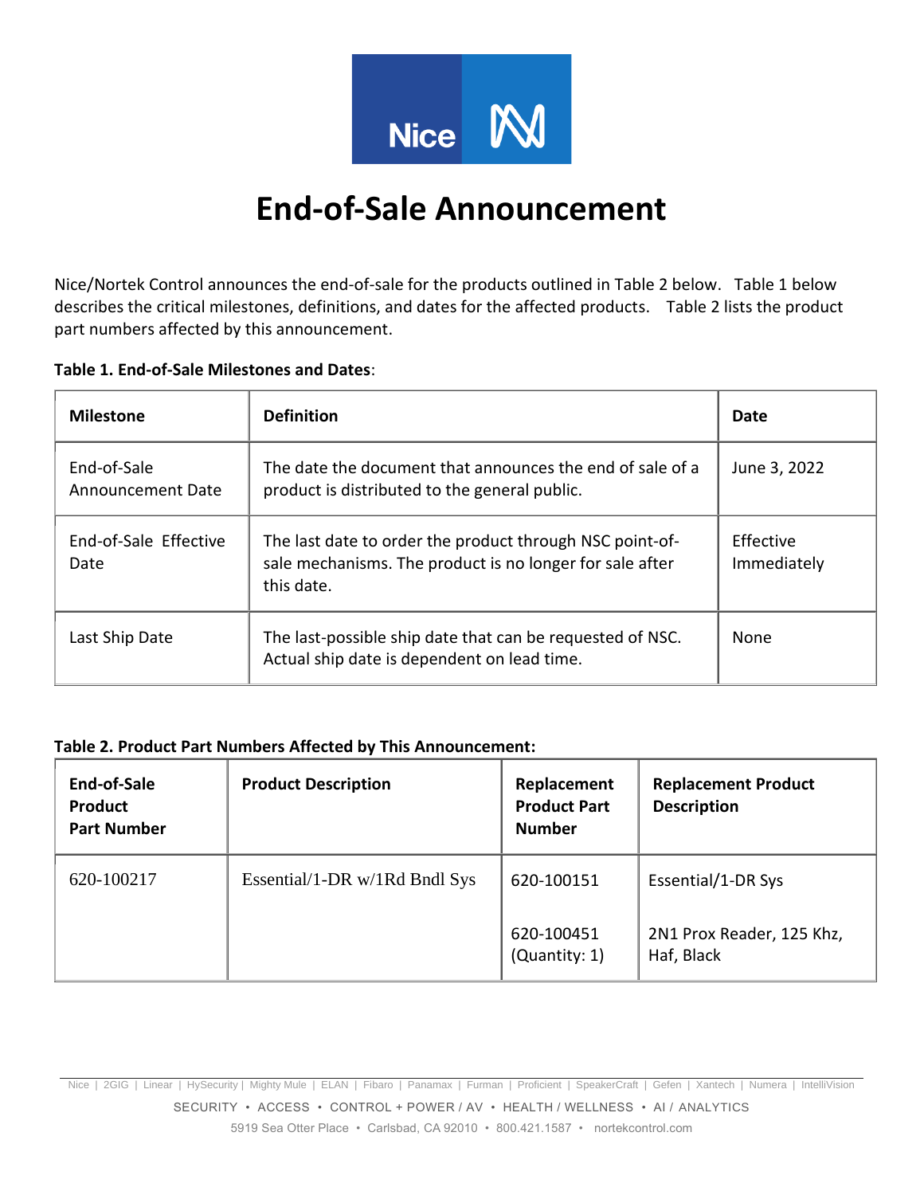# End-of-Sale Announcement

Nice/Nortek Control announces the end-of-sale for the products outlined in Table 2 below. Table 1 below describes the critical milestones, definitions, and dates for the affected products. Table 2 lists the product part numbers affected by this announcement.

**Table 1. End-of-Sale Milestones and Dates**:

| Milestone | Definition | Date |
|---|---|---|
| End-of-Sale Announcement Date | The date the document that announces the end of sale of a product is distributed to the general public. | June 3, 2022 |
| End-of-Sale Effective Date | The last date to order the product through NSC point-of-sale mechanisms. The product is no longer for sale after this date. | Effective Immediately |
| Last Ship Date | The last-possible ship date that can be requested of NSC. Actual ship date is dependent on lead time. | None |

**Table 2. Product Part Numbers Affected by This Announcement:**

| End-of-Sale Product Part Number | Product Description | Replacement Product Part Number | Replacement Product Description |
|---|---|---|---|
| 620-100217 | Essential/1-DR w/1Rd Bndl Sys | 620-100151 | Essential/1-DR Sys |
| | | 620-100451 (Quantity: 1) | 2N1 Prox Reader, 125 Khz, Haf, Black |

Nice | 2GIG | Linear | HySecurity | Mighty Mule | ELAN | Fibaro | Panamax | Furman | Proficient | SpeakerCraft | Gefen | Xantech | Numera | IntelliVision

SECURITY • ACCESS • CONTROL + POWER / AV • HEALTH / WELLNESS • AI / ANALYTICS

5919 Sea Otter Place • Carlsbad, CA 92010 • 800.421.1587 • nortekcontrol.com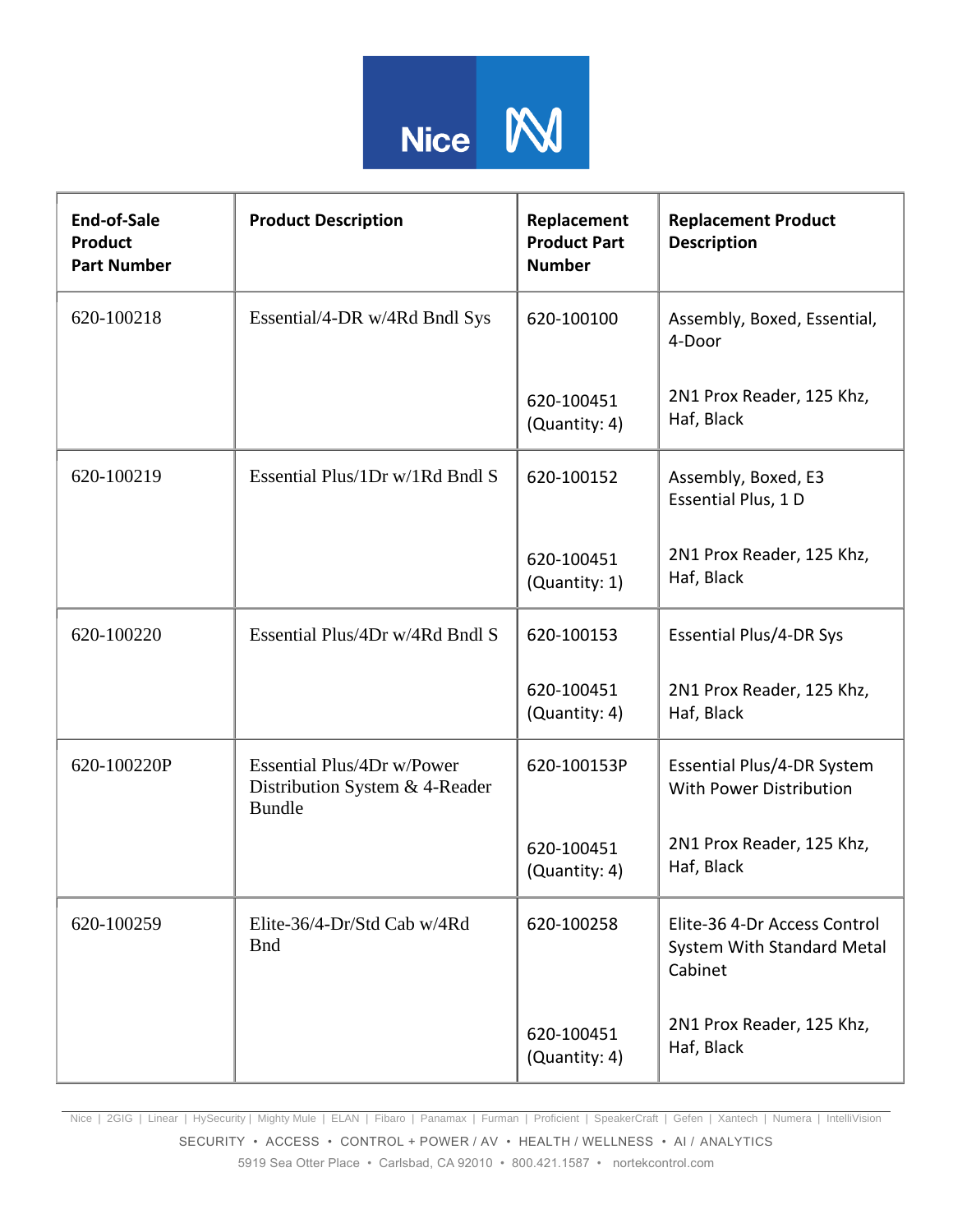| End-of-Sale Product Part Number | Product Description | Replacement Product Part Number | Replacement Product Description |
|---|---|---|---|
| 620-100218 | Essential/4-DR w/4Rd Bndl Sys | 620-100100 | Assembly, Boxed, Essential, 4-Door |
| | | 620-100451 (Quantity: 4) | 2N1 Prox Reader, 125 Khz, Haf, Black |
| 620-100219 | Essential Plus/1Dr w/1Rd Bndl S | 620-100152 | Assembly, Boxed, E3 Essential Plus, 1 D |
| | | 620-100451 (Quantity: 1) | 2N1 Prox Reader, 125 Khz, Haf, Black |
| 620-100220 | Essential Plus/4Dr w/4Rd Bndl S | 620-100153 | Essential Plus/4-DR Sys |
| | | 620-100451 (Quantity: 4) | 2N1 Prox Reader, 125 Khz, Haf, Black |
| 620-100220P | Essential Plus/4Dr w/Power Distribution System & 4-Reader Bundle | 620-100153P | Essential Plus/4-DR System With Power Distribution |
| | | 620-100451 (Quantity: 4) | 2N1 Prox Reader, 125 Khz, Haf, Black |
| 620-100259 | Elite-36/4-Dr/Std Cab w/4Rd Bnd | 620-100258 | Elite-36 4-Dr Access Control System With Standard Metal Cabinet |
| | | 620-100451 (Quantity: 4) | 2N1 Prox Reader, 125 Khz, Haf, Black |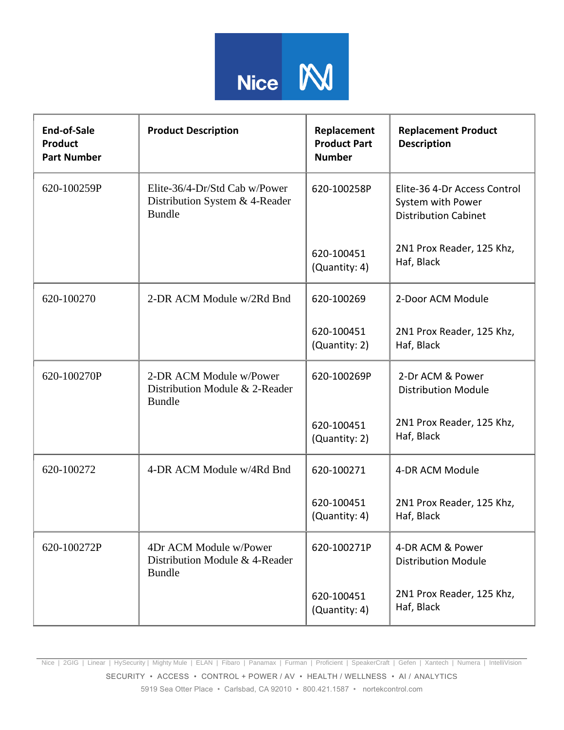| End-of-Sale Product Part Number | Product Description | Replacement Product Part Number | Replacement Product Description |
| --- | --- | --- | --- |
| 620-100259P | Elite-36/4-Dr/Std Cab w/Power Distribution System & 4-Reader Bundle | 620-100258P | Elite-36 4-Dr Access Control System with Power Distribution Cabinet |
| | | 620-100451 (Quantity: 4) | 2N1 Prox Reader, 125 Khz, Haf, Black |
| 620-100270 | 2-DR ACM Module w/2Rd Bnd | 620-100269 | 2-Door ACM Module |
| | | 620-100451 (Quantity: 2) | 2N1 Prox Reader, 125 Khz, Haf, Black |
| 620-100270P | 2-DR ACM Module w/Power Distribution Module & 2-Reader Bundle | 620-100269P | 2-Dr ACM & Power Distribution Module |
| | | 620-100451 (Quantity: 2) | 2N1 Prox Reader, 125 Khz, Haf, Black |
| 620-100272 | 4-DR ACM Module w/4Rd Bnd | 620-100271 | 4-DR ACM Module |
| | | 620-100451 (Quantity: 4) | 2N1 Prox Reader, 125 Khz, Haf, Black |
| 620-100272P | 4Dr ACM Module w/Power Distribution Module & 4-Reader Bundle | 620-100271P | 4-DR ACM & Power Distribution Module |
| | | 620-100451 (Quantity: 4) | 2N1 Prox Reader, 125 Khz, Haf, Black |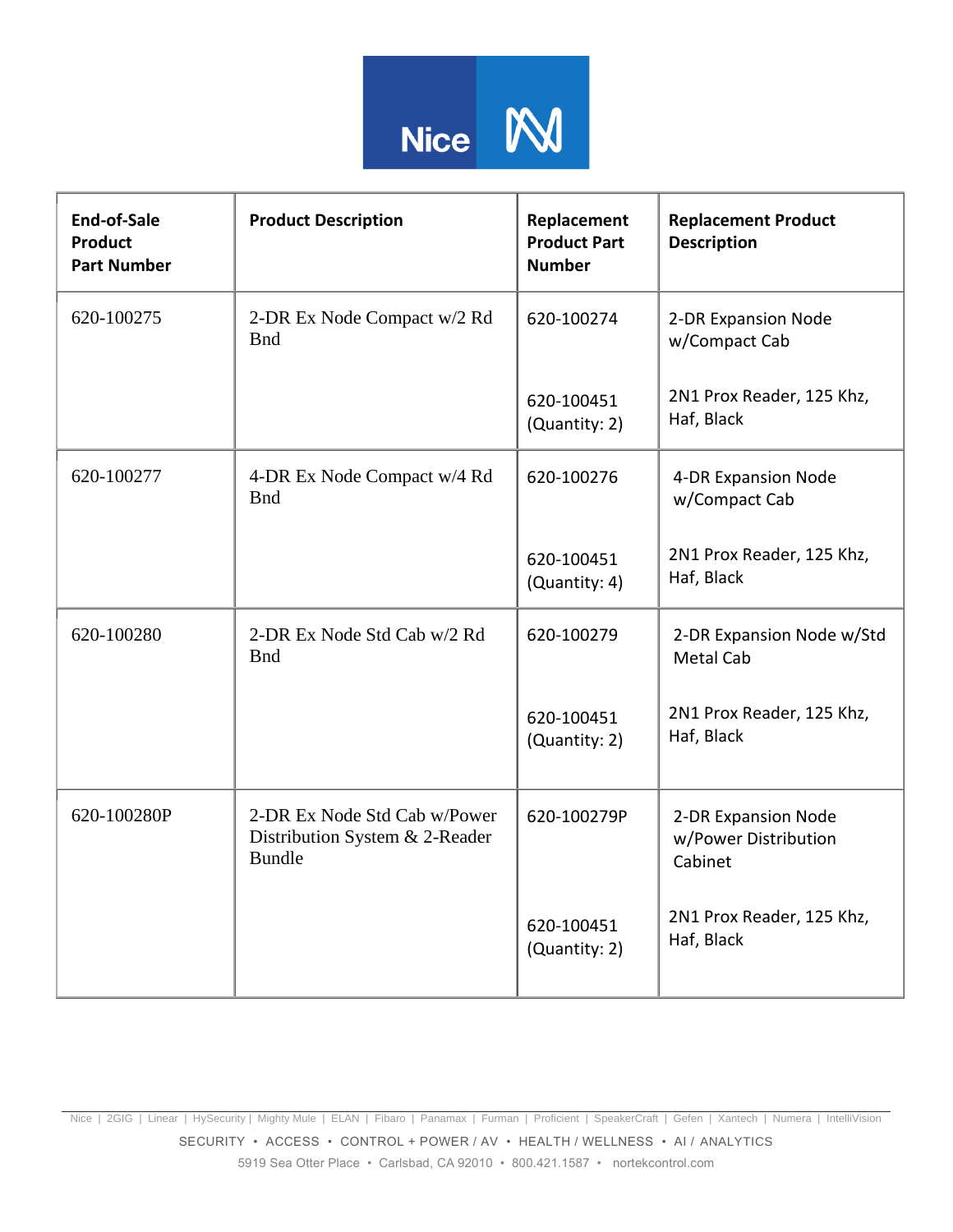| End-of-Sale Product Part Number | Product Description | Replacement Product Part Number | Replacement Product Description |
|---|---|---|---|
| 620-100275 | 2-DR Ex Node Compact w/2 Rd Bnd | 620-100274 | 2-DR Expansion Node w/Compact Cab |
| | | 620-100451 (Quantity: 2) | 2N1 Prox Reader, 125 Khz, Haf, Black |
| 620-100277 | 4-DR Ex Node Compact w/4 Rd Bnd | 620-100276 | 4-DR Expansion Node w/Compact Cab |
| | | 620-100451 (Quantity: 4) | 2N1 Prox Reader, 125 Khz, Haf, Black |
| 620-100280 | 2-DR Ex Node Std Cab w/2 Rd Bnd | 620-100279 | 2-DR Expansion Node w/Std Metal Cab |
| | | 620-100451 (Quantity: 2) | 2N1 Prox Reader, 125 Khz, Haf, Black |
| 620-100280P | 2-DR Ex Node Std Cab w/Power Distribution System & 2-Reader Bundle | 620-100279P | 2-DR Expansion Node w/Power Distribution Cabinet |
| | | 620-100451 (Quantity: 2) | 2N1 Prox Reader, 125 Khz, Haf, Black |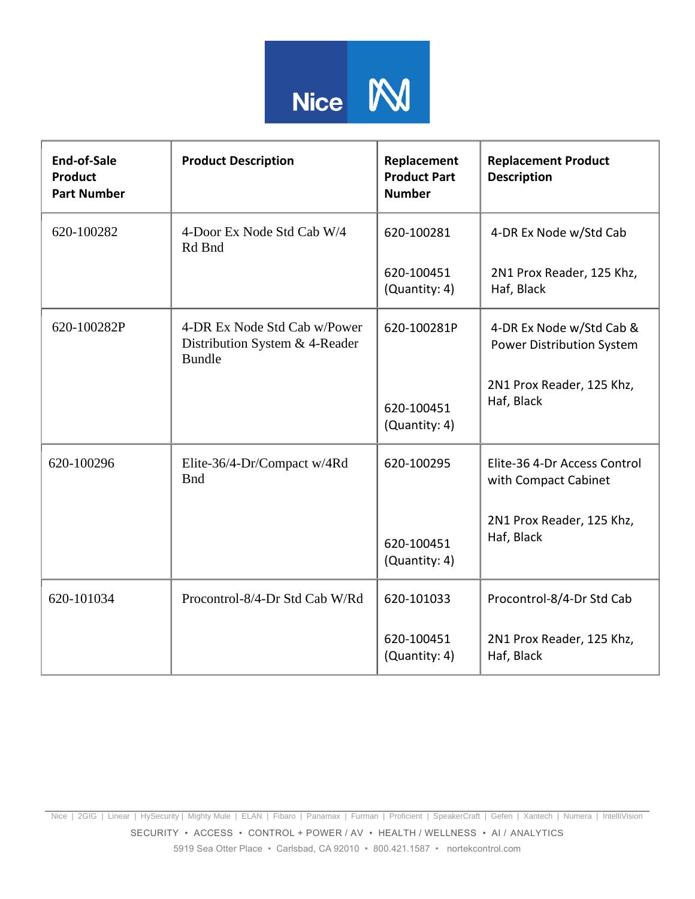| End-of-Sale Product Part Number | Product Description | Replacement Product Part Number | Replacement Product Description |
|---|---|---|---|
| 620-100282 | 4-Door Ex Node Std Cab W/4 Rd Bnd | 620-100281<br><br>620-100451 (Quantity: 4) | 4-DR Ex Node w/Std Cab<br><br>2N1 Prox Reader, 125 Khz, Haf, Black |
| 620-100282P | 4-DR Ex Node Std Cab w/Power Distribution System & 4-Reader Bundle | 620-100281P<br><br>620-100451 (Quantity: 4) | 4-DR Ex Node w/Std Cab & Power Distribution System<br><br>2N1 Prox Reader, 125 Khz, Haf, Black |
| 620-100296 | Elite-36/4-Dr/Compact w/4Rd Bnd | 620-100295<br><br>620-100451 (Quantity: 4) | Elite-36 4-Dr Access Control with Compact Cabinet<br><br>2N1 Prox Reader, 125 Khz, Haf, Black |
| 620-101034 | Procontrol-8/4-Dr Std Cab W/Rd | 620-101033<br><br>620-100451 (Quantity: 4) | Procontrol-8/4-Dr Std Cab<br><br>2N1 Prox Reader, 125 Khz, Haf, Black |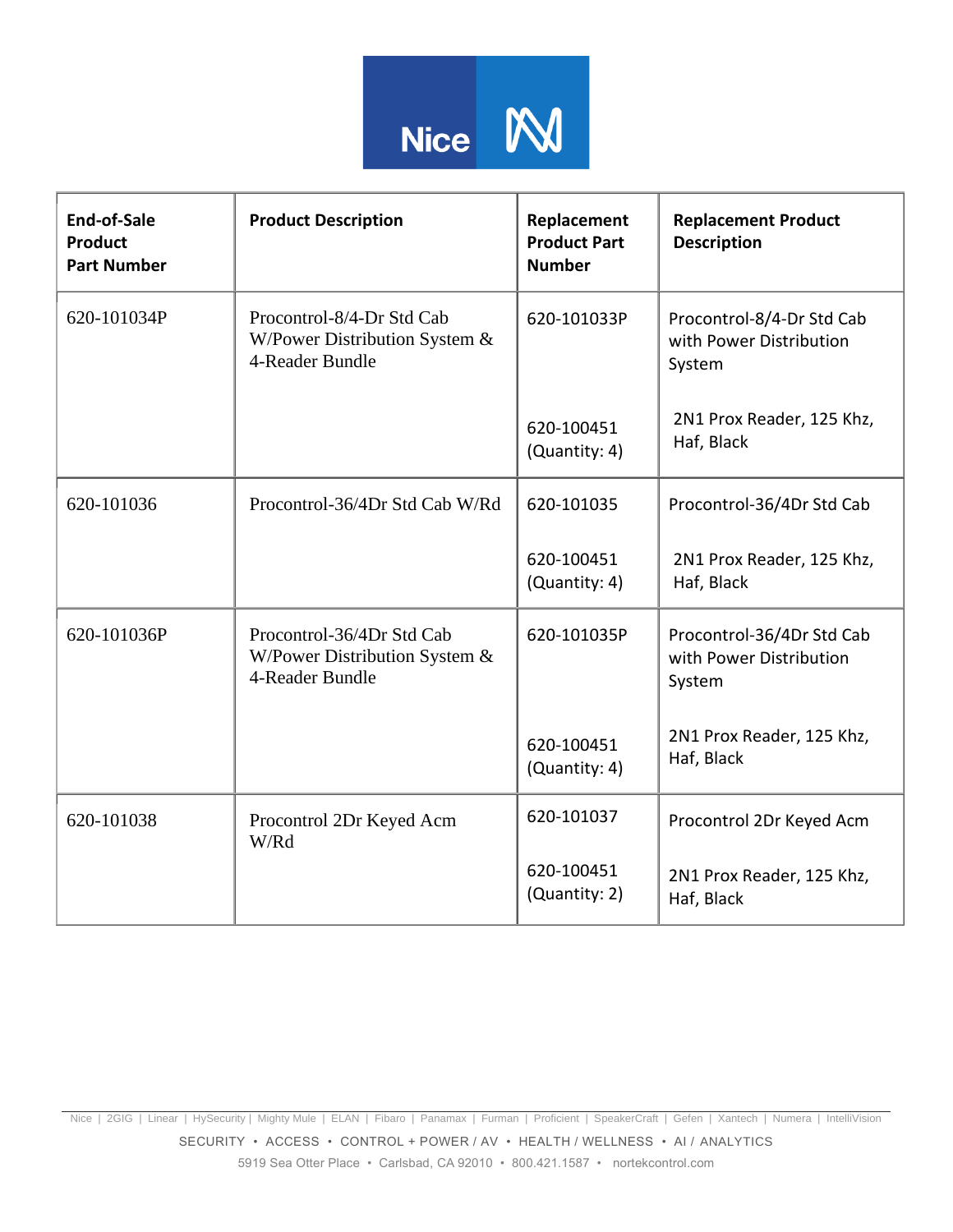| End-of-Sale Product Part Number | Product Description | Replacement Product Part Number | Replacement Product Description |
|---|---|---|---|
| 620-101034P | Procontrol-8/4-Dr Std Cab W/Power Distribution System & 4-Reader Bundle | 620-101033P | Procontrol-8/4-Dr Std Cab with Power Distribution System |
| | | 620-100451 (Quantity: 4) | 2N1 Prox Reader, 125 Khz, Haf, Black |
| 620-101036 | Procontrol-36/4Dr Std Cab W/Rd | 620-101035 | Procontrol-36/4Dr Std Cab |
| | | 620-100451 (Quantity: 4) | 2N1 Prox Reader, 125 Khz, Haf, Black |
| 620-101036P | Procontrol-36/4Dr Std Cab W/Power Distribution System & 4-Reader Bundle | 620-101035P | Procontrol-36/4Dr Std Cab with Power Distribution System |
| | | 620-100451 (Quantity: 4) | 2N1 Prox Reader, 125 Khz, Haf, Black |
| 620-101038 | Procontrol 2Dr Keyed Acm W/Rd | 620-101037 | Procontrol 2Dr Keyed Acm |
| | | 620-100451 (Quantity: 2) | 2N1 Prox Reader, 125 Khz, Haf, Black |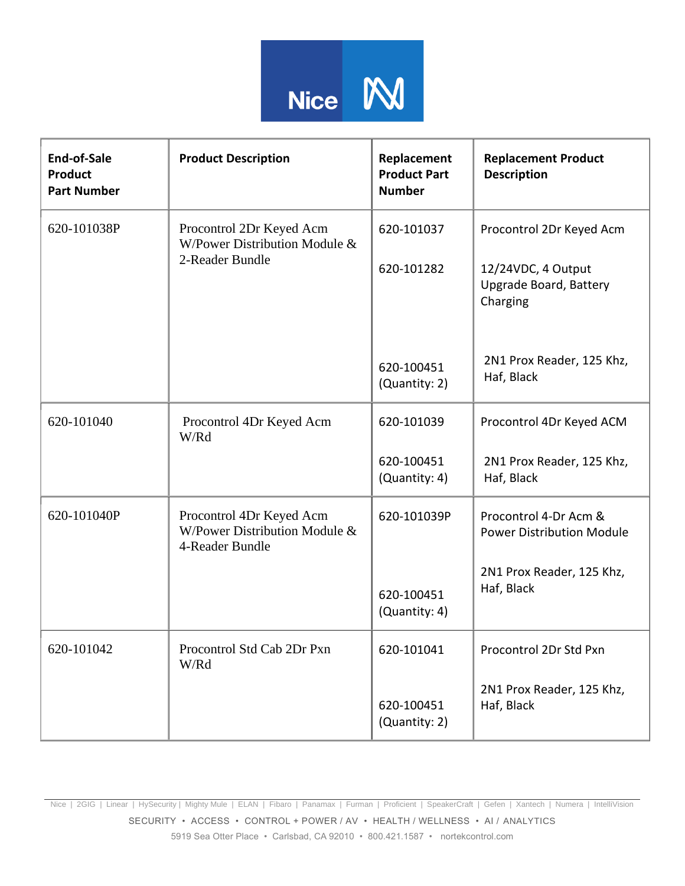| End-of-Sale Product Part Number | Product Description | Replacement Product Part Number | Replacement Product Description |
|---|---|---|---|
| 620-101038P | Procontrol 2Dr Keyed Acm W/Power Distribution Module & 2-Reader Bundle | 620-101037<br><br>620-101282<br><br>620-100451 (Quantity: 2) | Procontrol 2Dr Keyed Acm<br><br>12/24VDC, 4 Output Upgrade Board, Battery Charging<br><br>2N1 Prox Reader, 125 Khz, Haf, Black |
| 620-101040 | Procontrol 4Dr Keyed Acm W/Rd | 620-101039<br><br>620-100451 (Quantity: 4) | Procontrol 4Dr Keyed ACM<br><br>2N1 Prox Reader, 125 Khz, Haf, Black |
| 620-101040P | Procontrol 4Dr Keyed Acm W/Power Distribution Module & 4-Reader Bundle | 620-101039P<br><br>620-100451 (Quantity: 4) | Procontrol 4-Dr Acm & Power Distribution Module<br><br>2N1 Prox Reader, 125 Khz, Haf, Black |
| 620-101042 | Procontrol Std Cab 2Dr Pxn W/Rd | 620-101041<br><br>620-100451 (Quantity: 2) | Procontrol 2Dr Std Pxn<br><br>2N1 Prox Reader, 125 Khz, Haf, Black |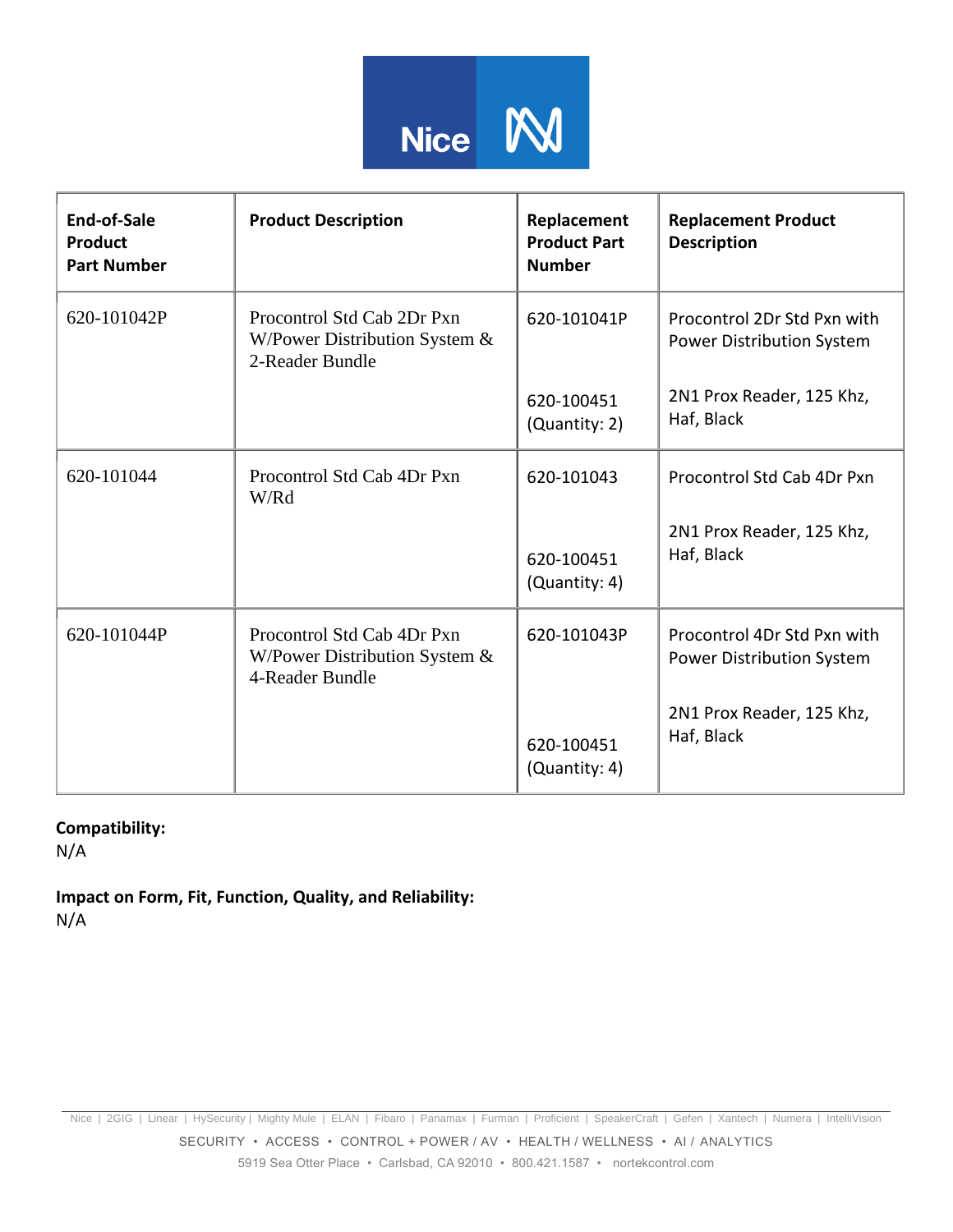| End-of-Sale Product Part Number | Product Description | Replacement Product Part Number | Replacement Product Description |
| --- | --- | --- | --- |
| 620-101042P | Procontrol Std Cab 2Dr Pxn W/Power Distribution System & 2-Reader Bundle | 620-101041P<br><br>620-100451 (Quantity: 2) | Procontrol 2Dr Std Pxn with Power Distribution System<br><br>2N1 Prox Reader, 125 Khz, Haf, Black |
| 620-101044 | Procontrol Std Cab 4Dr Pxn W/Rd | 620-101043<br><br>620-100451 (Quantity: 4) | Procontrol Std Cab 4Dr Pxn<br><br>2N1 Prox Reader, 125 Khz, Haf, Black |
| 620-101044P | Procontrol Std Cab 4Dr Pxn W/Power Distribution System & 4-Reader Bundle | 620-101043P<br><br>620-100451 (Quantity: 4) | Procontrol 4Dr Std Pxn with Power Distribution System<br><br>2N1 Prox Reader, 125 Khz, Haf, Black |

**Compatibility:**
N/A

**Impact on Form, Fit, Function, Quality, and Reliability:**
N/A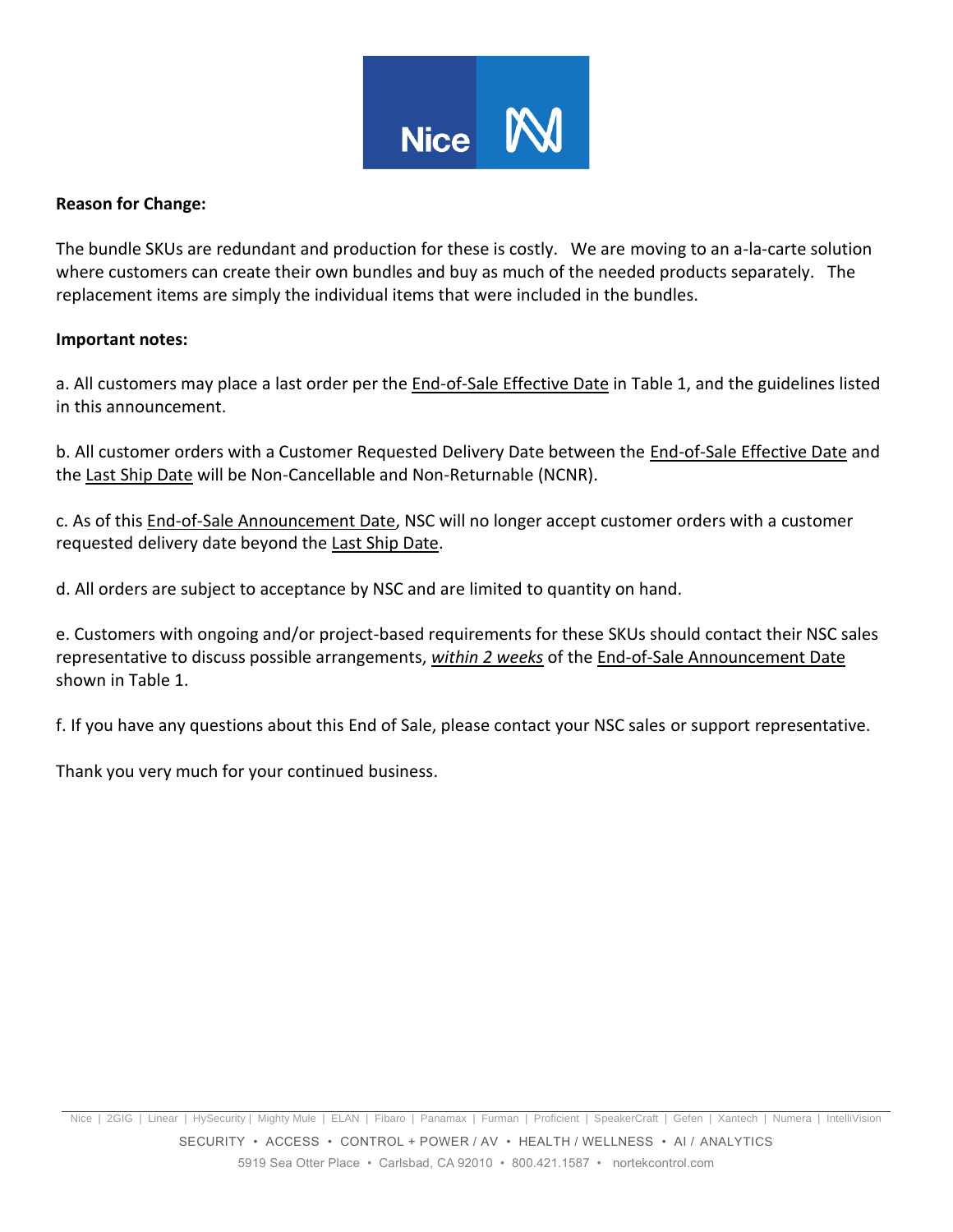**Reason for Change:**

The bundle SKUs are redundant and production for these is costly. We are moving to an a-la-carte solution where customers can create their own bundles and buy as much of the needed products separately. The replacement items are simply the individual items that were included in the bundles.

**Important notes:**

a. All customers may place a last order per the End-of-Sale Effective Date in Table 1, and the guidelines listed in this announcement.

b. All customer orders with a Customer Requested Delivery Date between the End-of-Sale Effective Date and the Last Ship Date will be Non-Cancellable and Non-Returnable (NCNR).

c. As of this End-of-Sale Announcement Date, NSC will no longer accept customer orders with a customer requested delivery date beyond the Last Ship Date.

d. All orders are subject to acceptance by NSC and are limited to quantity on hand.

e. Customers with ongoing and/or project-based requirements for these SKUs should contact their NSC sales representative to discuss possible arrangements, ***within 2 weeks*** of the End-of-Sale Announcement Date shown in Table 1.

f. If you have any questions about this End of Sale, please contact your NSC sales or support representative.

Thank you very much for your continued business.